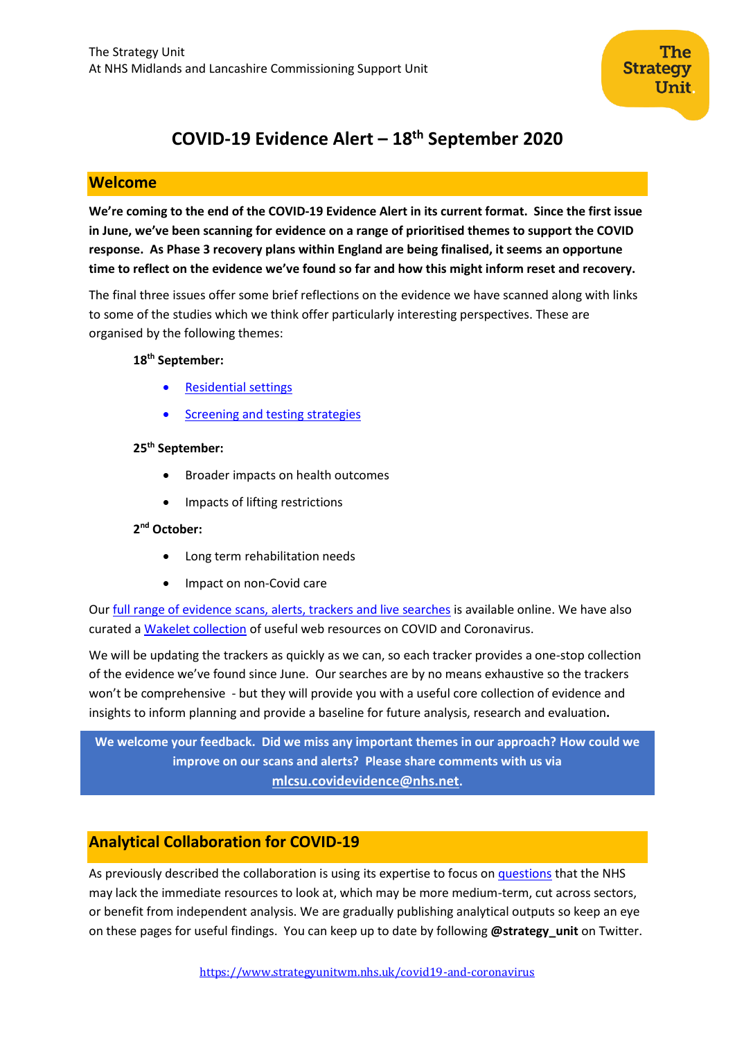The Strategy Unit
At NHS Midlands and Lancashire Commissioning Support Unit

# COVID-19 Evidence Alert – 18th September 2020

## Welcome

**We're coming to the end of the COVID-19 Evidence Alert in its current format. Since the first issue in June, we've been scanning for evidence on a range of prioritised themes to support the COVID response. As Phase 3 recovery plans within England are being finalised, it seems an opportune time to reflect on the evidence we've found so far and how this might inform reset and recovery.**

The final three issues offer some brief reflections on the evidence we have scanned along with links to some of the studies which we think offer particularly interesting perspectives. These are organised by the following themes:

**18th September:**

- Residential settings
- Screening and testing strategies

**25th September:**

- Broader impacts on health outcomes
- Impacts of lifting restrictions

**2nd October:**

- Long term rehabilitation needs
- Impact on non-Covid care

Our full range of evidence scans, alerts, trackers and live searches is available online. We have also curated a Wakelet collection of useful web resources on COVID and Coronavirus.

We will be updating the trackers as quickly as we can, so each tracker provides a one-stop collection of the evidence we've found since June. Our searches are by no means exhaustive so the trackers won't be comprehensive - but they will provide you with a useful core collection of evidence and insights to inform planning and provide a baseline for future analysis, research and evaluation**.**

**We welcome your feedback. Did we miss any important themes in our approach? How could we improve on our scans and alerts? Please share comments with us via mlcsu.covidevidence@nhs.net.**

## Analytical Collaboration for COVID-19

As previously described the collaboration is using its expertise to focus on questions that the NHS may lack the immediate resources to look at, which may be more medium-term, cut across sectors, or benefit from independent analysis. We are gradually publishing analytical outputs so keep an eye on these pages for useful findings. You can keep up to date by following **@strategy_unit** on Twitter.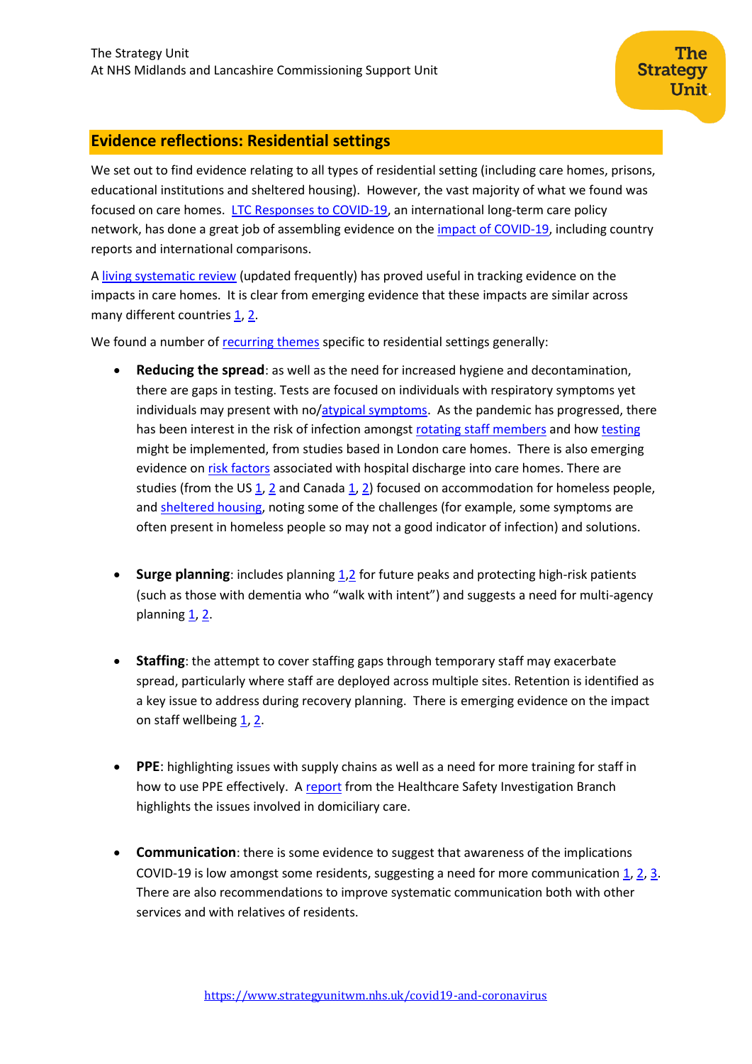## Evidence reflections: Residential settings

We set out to find evidence relating to all types of residential setting (including care homes, prisons, educational institutions and sheltered housing). However, the vast majority of what we found was focused on care homes. LTC Responses to COVID-19, an international long-term care policy network, has done a great job of assembling evidence on the impact of COVID-19, including country reports and international comparisons.

A living systematic review (updated frequently) has proved useful in tracking evidence on the impacts in care homes. It is clear from emerging evidence that these impacts are similar across many different countries 1, 2.

We found a number of recurring themes specific to residential settings generally:

- **Reducing the spread**: as well as the need for increased hygiene and decontamination, there are gaps in testing. Tests are focused on individuals with respiratory symptoms yet individuals may present with no/atypical symptoms. As the pandemic has progressed, there has been interest in the risk of infection amongst rotating staff members and how testing might be implemented, from studies based in London care homes. There is also emerging evidence on risk factors associated with hospital discharge into care homes. There are studies (from the US 1, 2 and Canada 1, 2) focused on accommodation for homeless people, and sheltered housing, noting some of the challenges (for example, some symptoms are often present in homeless people so may not a good indicator of infection) and solutions.

- **Surge planning**: includes planning 1,2 for future peaks and protecting high-risk patients (such as those with dementia who "walk with intent") and suggests a need for multi-agency planning 1, 2.

- **Staffing**: the attempt to cover staffing gaps through temporary staff may exacerbate spread, particularly where staff are deployed across multiple sites. Retention is identified as a key issue to address during recovery planning. There is emerging evidence on the impact on staff wellbeing 1, 2.

- **PPE**: highlighting issues with supply chains as well as a need for more training for staff in how to use PPE effectively. A report from the Healthcare Safety Investigation Branch highlights the issues involved in domiciliary care.

- **Communication**: there is some evidence to suggest that awareness of the implications COVID-19 is low amongst some residents, suggesting a need for more communication 1, 2, 3. There are also recommendations to improve systematic communication both with other services and with relatives of residents.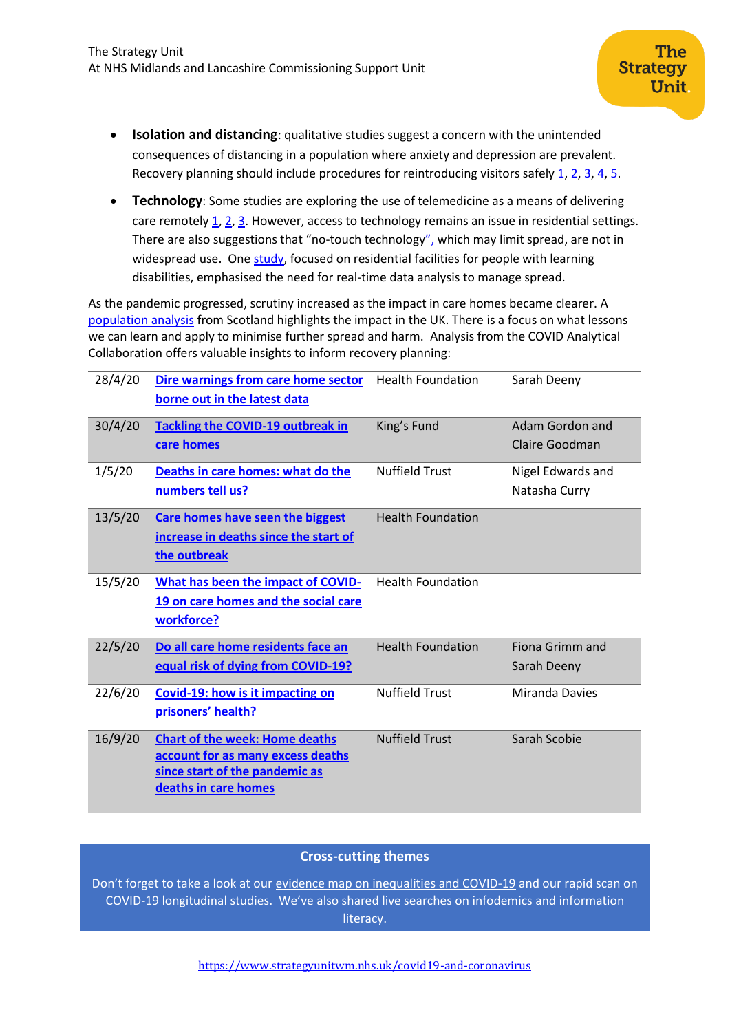- **Isolation and distancing**: qualitative studies suggest a concern with the unintended consequences of distancing in a population where anxiety and depression are prevalent. Recovery planning should include procedures for reintroducing visitors safely 1, 2, 3, 4, 5.
- **Technology**: Some studies are exploring the use of telemedicine as a means of delivering care remotely 1, 2, 3. However, access to technology remains an issue in residential settings. There are also suggestions that "no-touch technology", which may limit spread, are not in widespread use. One study, focused on residential facilities for people with learning disabilities, emphasised the need for real-time data analysis to manage spread.

As the pandemic progressed, scrutiny increased as the impact in care homes became clearer. A population analysis from Scotland highlights the impact in the UK. There is a focus on what lessons we can learn and apply to minimise further spread and harm. Analysis from the COVID Analytical Collaboration offers valuable insights to inform recovery planning:

| Date | Title | Organisation | Author(s) |
|---|---|---|---|
| 28/4/20 | **Dire warnings from care home sector borne out in the latest data** | Health Foundation | Sarah Deeny |
| 30/4/20 | **Tackling the COVID-19 outbreak in care homes** | King's Fund | Adam Gordon and Claire Goodman |
| 1/5/20 | **Deaths in care homes: what do the numbers tell us?** | Nuffield Trust | Nigel Edwards and Natasha Curry |
| 13/5/20 | **Care homes have seen the biggest increase in deaths since the start of the outbreak** | Health Foundation | |
| 15/5/20 | **What has been the impact of COVID-19 on care homes and the social care workforce?** | Health Foundation | |
| 22/5/20 | **Do all care home residents face an equal risk of dying from COVID-19?** | Health Foundation | Fiona Grimm and Sarah Deeny |
| 22/6/20 | **Covid-19: how is it impacting on prisoners' health?** | Nuffield Trust | Miranda Davies |
| 16/9/20 | **Chart of the week: Home deaths account for as many excess deaths since start of the pandemic as deaths in care homes** | Nuffield Trust | Sarah Scobie |

**Cross-cutting themes**

Don't forget to take a look at our evidence map on inequalities and COVID-19 and our rapid scan on COVID-19 longitudinal studies. We've also shared live searches on infodemics and information literacy.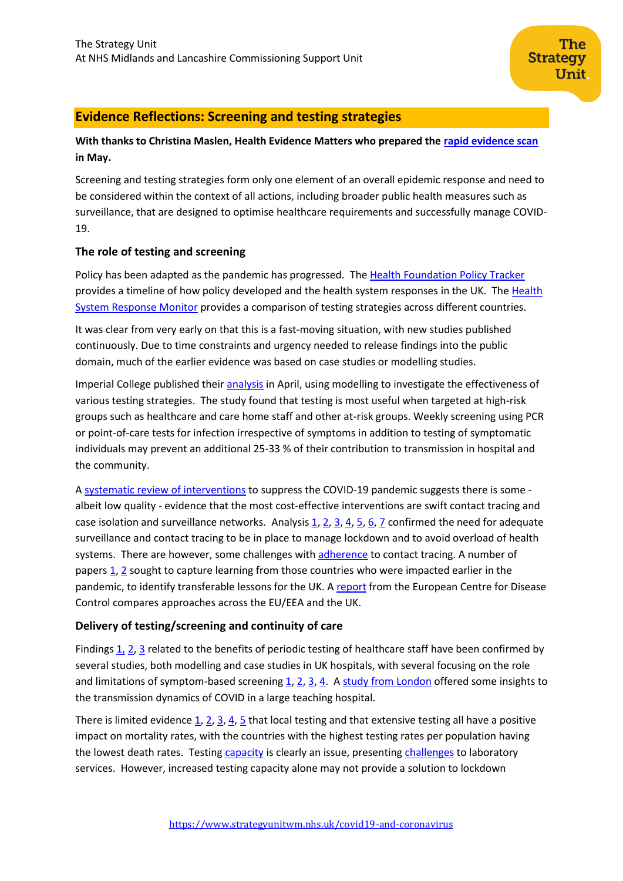## Evidence Reflections: Screening and testing strategies

**With thanks to Christina Maslen, Health Evidence Matters who prepared the rapid evidence scan in May.**

Screening and testing strategies form only one element of an overall epidemic response and need to be considered within the context of all actions, including broader public health measures such as surveillance, that are designed to optimise healthcare requirements and successfully manage COVID-19.

### The role of testing and screening

Policy has been adapted as the pandemic has progressed. The Health Foundation Policy Tracker provides a timeline of how policy developed and the health system responses in the UK. The Health System Response Monitor provides a comparison of testing strategies across different countries.

It was clear from very early on that this is a fast-moving situation, with new studies published continuously. Due to time constraints and urgency needed to release findings into the public domain, much of the earlier evidence was based on case studies or modelling studies.

Imperial College published their analysis in April, using modelling to investigate the effectiveness of various testing strategies. The study found that testing is most useful when targeted at high-risk groups such as healthcare and care home staff and other at-risk groups. Weekly screening using PCR or point-of-care tests for infection irrespective of symptoms in addition to testing of symptomatic individuals may prevent an additional 25-33 % of their contribution to transmission in hospital and the community.

A systematic review of interventions to suppress the COVID-19 pandemic suggests there is some - albeit low quality - evidence that the most cost-effective interventions are swift contact tracing and case isolation and surveillance networks. Analysis 1, 2, 3, 4, 5, 6, 7 confirmed the need for adequate surveillance and contact tracing to be in place to manage lockdown and to avoid overload of health systems. There are however, some challenges with adherence to contact tracing. A number of papers 1, 2 sought to capture learning from those countries who were impacted earlier in the pandemic, to identify transferable lessons for the UK. A report from the European Centre for Disease Control compares approaches across the EU/EEA and the UK.

### Delivery of testing/screening and continuity of care

Findings 1, 2, 3 related to the benefits of periodic testing of healthcare staff have been confirmed by several studies, both modelling and case studies in UK hospitals, with several focusing on the role and limitations of symptom-based screening 1, 2, 3, 4. A study from London offered some insights to the transmission dynamics of COVID in a large teaching hospital.

There is limited evidence 1, 2, 3, 4, 5 that local testing and that extensive testing all have a positive impact on mortality rates, with the countries with the highest testing rates per population having the lowest death rates. Testing capacity is clearly an issue, presenting challenges to laboratory services. However, increased testing capacity alone may not provide a solution to lockdown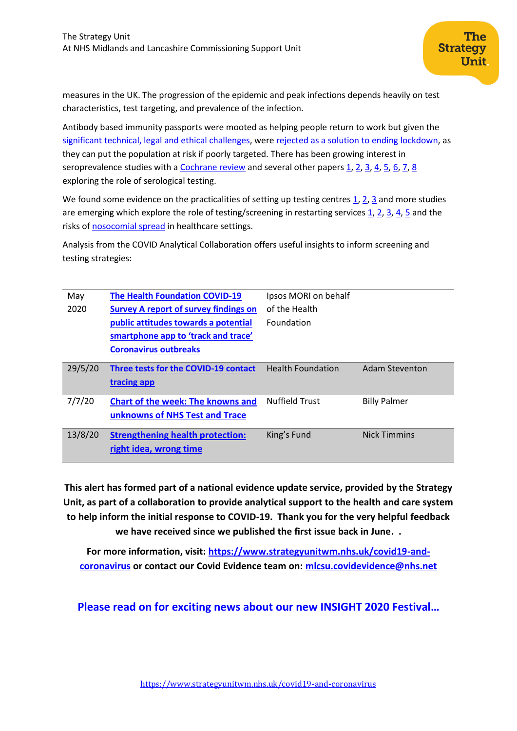measures in the UK. The progression of the epidemic and peak infections depends heavily on test characteristics, test targeting, and prevalence of the infection.

Antibody based immunity passports were mooted as helping people return to work but given the significant technical, legal and ethical challenges, were rejected as a solution to ending lockdown, as they can put the population at risk if poorly targeted. There has been growing interest in seroprevalence studies with a Cochrane review and several other papers 1, 2, 3, 4, 5, 6, 7, 8 exploring the role of serological testing.

We found some evidence on the practicalities of setting up testing centres 1, 2, 3 and more studies are emerging which explore the role of testing/screening in restarting services 1, 2, 3, 4, 5 and the risks of nosocomial spread in healthcare settings.

Analysis from the COVID Analytical Collaboration offers useful insights to inform screening and testing strategies:

| | | | |
|---|---|---|---|
| May 2020 | **The Health Foundation COVID-19 Survey A report of survey findings on public attitudes towards a potential smartphone app to 'track and trace' Coronavirus outbreaks** | Ipsos MORI on behalf of the Health Foundation | |
| 29/5/20 | **Three tests for the COVID-19 contact tracing app** | Health Foundation | Adam Steventon |
| 7/7/20 | **Chart of the week: The knowns and unknowns of NHS Test and Trace** | Nuffield Trust | Billy Palmer |
| 13/8/20 | **Strengthening health protection: right idea, wrong time** | King's Fund | Nick Timmins |

**This alert has formed part of a national evidence update service, provided by the Strategy Unit, as part of a collaboration to provide analytical support to the health and care system to help inform the initial response to COVID-19. Thank you for the very helpful feedback we have received since we published the first issue back in June. .**

**For more information, visit: https://www.strategyunitwm.nhs.uk/covid19-and-coronavirus or contact our Covid Evidence team on: mlcsu.covidevidence@nhs.net**

**Please read on for exciting news about our new INSIGHT 2020 Festival…**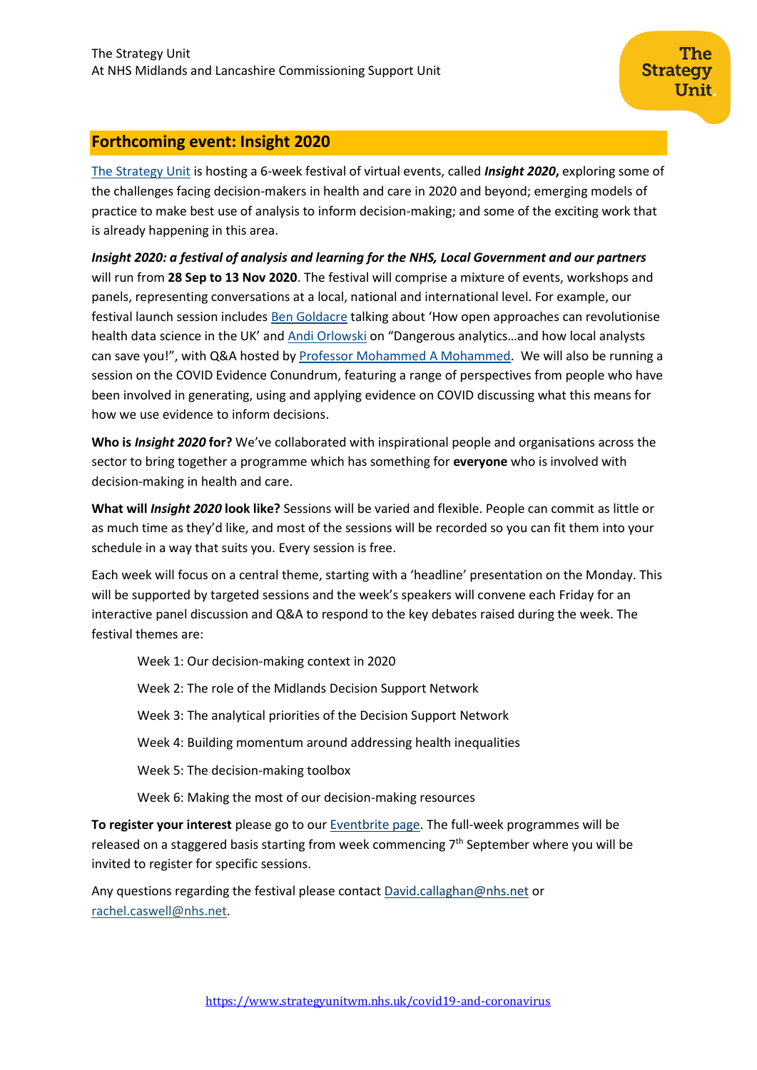## Forthcoming event: Insight 2020

The Strategy Unit is hosting a 6-week festival of virtual events, called ***Insight 2020*,** exploring some of the challenges facing decision-makers in health and care in 2020 and beyond; emerging models of practice to make best use of analysis to inform decision-making; and some of the exciting work that is already happening in this area.

***Insight 2020: a festival of analysis and learning for the NHS, Local Government and our partners*** will run from **28 Sep to 13 Nov 2020**. The festival will comprise a mixture of events, workshops and panels, representing conversations at a local, national and international level. For example, our festival launch session includes Ben Goldacre talking about 'How open approaches can revolutionise health data science in the UK' and Andi Orlowski on "Dangerous analytics…and how local analysts can save you!", with Q&A hosted by Professor Mohammed A Mohammed. We will also be running a session on the COVID Evidence Conundrum, featuring a range of perspectives from people who have been involved in generating, using and applying evidence on COVID discussing what this means for how we use evidence to inform decisions.

**Who is *Insight 2020* for?** We've collaborated with inspirational people and organisations across the sector to bring together a programme which has something for **everyone** who is involved with decision-making in health and care.

**What will *Insight 2020* look like?** Sessions will be varied and flexible. People can commit as little or as much time as they'd like, and most of the sessions will be recorded so you can fit them into your schedule in a way that suits you. Every session is free.

Each week will focus on a central theme, starting with a 'headline' presentation on the Monday. This will be supported by targeted sessions and the week's speakers will convene each Friday for an interactive panel discussion and Q&A to respond to the key debates raised during the week. The festival themes are:

- Week 1: Our decision-making context in 2020
- Week 2: The role of the Midlands Decision Support Network
- Week 3: The analytical priorities of the Decision Support Network
- Week 4: Building momentum around addressing health inequalities
- Week 5: The decision-making toolbox
- Week 6: Making the most of our decision-making resources

**To register your interest** please go to our Eventbrite page. The full-week programmes will be released on a staggered basis starting from week commencing 7th September where you will be invited to register for specific sessions.

Any questions regarding the festival please contact David.callaghan@nhs.net or rachel.caswell@nhs.net.